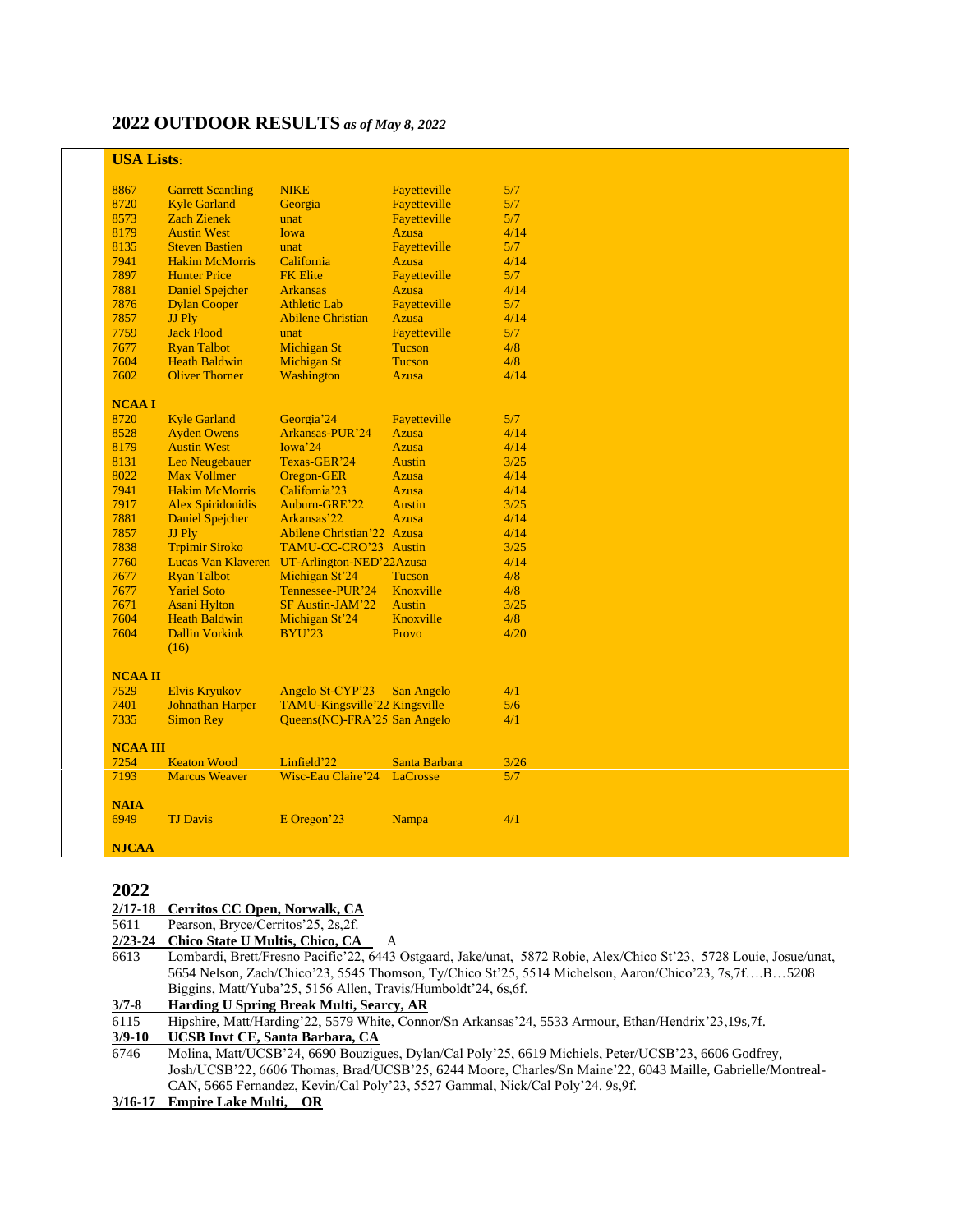# 2022 OUTDOOR RESULTS *as of May 8, 2022*

**USA Lists**:

| | | | | |
|---|---|---|---|---|
| 8867 | Garrett Scantling | NIKE | Fayetteville | 5/7 |
| 8720 | Kyle Garland | Georgia | Fayetteville | 5/7 |
| 8573 | Zach Zienek | unat | Fayetteville | 5/7 |
| 8179 | Austin West | Iowa | Azusa | 4/14 |
| 8135 | Steven Bastien | unat | Fayetteville | 5/7 |
| 7941 | Hakim McMorris | California | Azusa | 4/14 |
| 7897 | Hunter Price | FK Elite | Fayetteville | 5/7 |
| 7881 | Daniel Spejcher | Arkansas | Azusa | 4/14 |
| 7876 | Dylan Cooper | Athletic Lab | Fayetteville | 5/7 |
| 7857 | JJ Ply | Abilene Christian | Azusa | 4/14 |
| 7759 | Jack Flood | unat | Fayetteville | 5/7 |
| 7677 | Ryan Talbot | Michigan St | Tucson | 4/8 |
| 7604 | Heath Baldwin | Michigan St | Tucson | 4/8 |
| 7602 | Oliver Thorner | Washington | Azusa | 4/14 |

**NCAA I**

| | | | | |
|---|---|---|---|---|
| 8720 | Kyle Garland | Georgia'24 | Fayetteville | 5/7 |
| 8528 | Ayden Owens | Arkansas-PUR'24 | Azusa | 4/14 |
| 8179 | Austin West | Iowa'24 | Azusa | 4/14 |
| 8131 | Leo Neugebauer | Texas-GER'24 | Austin | 3/25 |
| 8022 | Max Vollmer | Oregon-GER | Azusa | 4/14 |
| 7941 | Hakim McMorris | California'23 | Azusa | 4/14 |
| 7917 | Alex Spiridonidis | Auburn-GRE'22 | Austin | 3/25 |
| 7881 | Daniel Spejcher | Arkansas'22 | Azusa | 4/14 |
| 7857 | JJ Ply | Abilene Christian'22 | Azusa | 4/14 |
| 7838 | Trpimir Siroko | TAMU-CC-CRO'23 | Austin | 3/25 |
| 7760 | Lucas Van Klaveren | UT-Arlington-NED'22 | Azusa | 4/14 |
| 7677 | Ryan Talbot | Michigan St'24 | Tucson | 4/8 |
| 7677 | Yariel Soto | Tennessee-PUR'24 | Knoxville | 4/8 |
| 7671 | Asani Hylton | SF Austin-JAM'22 | Austin | 3/25 |
| 7604 | Heath Baldwin | Michigan St'24 | Knoxville | 4/8 |
| 7604 | Dallin Vorkink (16) | BYU'23 | Provo | 4/20 |

**NCAA II**

| | | | | |
|---|---|---|---|---|
| 7529 | Elvis Kryukov | Angelo St-CYP'23 | San Angelo | 4/1 |
| 7401 | Johnathan Harper | TAMU-Kingsville'22 | Kingsville | 5/6 |
| 7335 | Simon Rey | Queens(NC)-FRA'25 | San Angelo | 4/1 |

**NCAA III**

| | | | | |
|---|---|---|---|---|
| 7254 | Keaton Wood | Linfield'22 | Santa Barbara | 3/26 |
| 7193 | Marcus Weaver | Wisc-Eau Claire'24 | LaCrosse | 5/7 |

**NAIA**

| | | | | |
|---|---|---|---|---|
| 6949 | TJ Davis | E Oregon'23 | Nampa | 4/1 |

**NJCAA**

## 2022

**2/17-18 Cerritos CC Open, Norwalk, CA**

5611 Pearson, Bryce/Cerritos'25, 2s,2f.

**2/23-24 Chico State U Multis, Chico, CA** A

6613 Lombardi, Brett/Fresno Pacific'22, 6443 Ostgaard, Jake/unat, 5872 Robie, Alex/Chico St'23, 5728 Louie, Josue/unat, 5654 Nelson, Zach/Chico'23, 5545 Thomson, Ty/Chico St'25, 5514 Michelson, Aaron/Chico'23, 7s,7f.…B…5208 Biggins, Matt/Yuba'25, 5156 Allen, Travis/Humboldt'24, 6s,6f.

**3/7-8 Harding U Spring Break Multi, Searcy, AR**

6115 Hipshire, Matt/Harding'22, 5579 White, Connor/Sn Arkansas'24, 5533 Armour, Ethan/Hendrix'23,19s,7f.

**3/9-10 UCSB Invt CE, Santa Barbara, CA**

6746 Molina, Matt/UCSB'24, 6690 Bouzigues, Dylan/Cal Poly'25, 6619 Michiels, Peter/UCSB'23, 6606 Godfrey, Josh/UCSB'22, 6606 Thomas, Brad/UCSB'25, 6244 Moore, Charles/Sn Maine'22, 6043 Maille, Gabrielle/Montreal-CAN, 5665 Fernandez, Kevin/Cal Poly'23, 5527 Gammal, Nick/Cal Poly'24. 9s,9f.

**3/16-17 Empire Lake Multi, OR**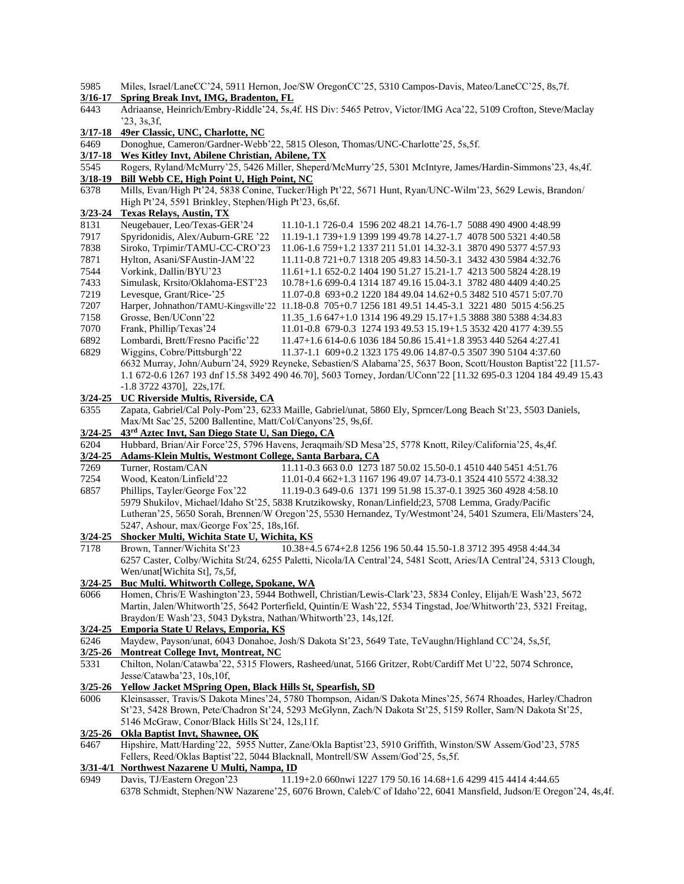5985 Miles, Israel/LaneCC'24, 5911 Hernon, Joe/SW OregonCC'25, 5310 Campos-Davis, Mateo/LaneCC'25, 8s,7f.

**3/16-17 Spring Break Invt, IMG, Bradenton, FL**

6443 Adriaanse, Heinrich/Embry-Riddle'24, 5s,4f. HS Div: 5465 Petrov, Victor/IMG Aca'22, 5109 Crofton, Steve/Maclay '23, 3s,3f,

**3/17-18 49er Classic, UNC, Charlotte, NC**

6469 Donoghue, Cameron/Gardner-Webb'22, 5815 Oleson, Thomas/UNC-Charlotte'25, 5s,5f.

**3/17-18 Wes Kitley Invt, Abilene Christian, Abilene, TX**

5545 Rogers, Ryland/McMurry'25, 5426 Miller, Sheperd/McMurry'25, 5301 McIntyre, James/Hardin-Simmons'23, 4s,4f.

**3/18-19 Bill Webb CE, High Point U, High Point, NC**

6378 Mills, Evan/High Pt'24, 5838 Conine, Tucker/High Pt'22, 5671 Hunt, Ryan/UNC-Wilm'23, 5629 Lewis, Brandon/ High Pt'24, 5591 Brinkley, Stephen/High Pt'23, 6s,6f.

**3/23-24 Texas Relays, Austin, TX**

8131 Neugebauer, Leo/Texas-GER'24 11.10-1.1 726-0.4 1596 202 48.21 14.76-1.7 5088 490 4900 4:48.99
7917 Spyridonidis, Alex/Auburn-GRE '22 11.19-1.1 739+1.9 1399 199 49.78 14.27-1.7 4078 500 5321 4:40.58
7838 Siroko, Trpimir/TAMU-CC-CRO'23 11.06-1.6 759+1.2 1337 211 51.01 14.32-3.1 3870 490 5377 4:57.93
7871 Hylton, Asani/SFAustin-JAM'22 11.11-0.8 721+0.7 1318 205 49.83 14.50-3.1 3432 430 5984 4:32.76
7544 Vorkink, Dallin/BYU'23 11.61+1.1 652-0.2 1404 190 51.27 15.21-1.7 4213 500 5824 4:28.19
7433 Simulask, Krsito/Oklahoma-EST'23 10.78+1.6 699-0.4 1314 187 49.16 15.04-3.1 3782 480 4409 4:40.25
7219 Levesque, Grant/Rice-'25 11.07-0.8 693+0.2 1220 184 49.04 14.62+0.5 3482 510 4571 5:07.70
7207 Harper, Johnathon/TAMU-Kingsville'22 11.18-0.8 705+0.7 1256 181 49.51 14.45-3.1 3221 480 5015 4:56.25
7158 Grosse, Ben/UConn'22 11.35_1.6 647+1.0 1314 196 49.29 15.17+1.5 3888 380 5388 4:34.83
7070 Frank, Phillip/Texas'24 11.01-0.8 679-0.3 1274 193 49.53 15.19+1.5 3532 420 4177 4:39.55
6892 Lombardi, Brett/Fresno Pacific'22 11.47+1.6 614-0.6 1036 184 50.86 15.41+1.8 3953 440 5264 4:27.41
6829 Wiggins, Cobre/Pittsburgh'22 11.37-1.1 609+0.2 1323 175 49.06 14.87-0.5 3507 390 5104 4:37.60
6632 Murray, John/Auburn'24, 5929 Reyneke, Sebastien/S Alabama'25, 5637 Boon, Scott/Houston Baptist'22 [11.57-1.1 672-0.6 1267 193 dnf 15.58 3492 490 46.70], 5603 Torney, Jordan/UConn'22 [11.32 695-0.3 1204 184 49.49 15.43 -1.8 3722 4370], 22s,17f.

**3/24-25 UC Riverside Multis, Riverside, CA**

6355 Zapata, Gabriel/Cal Poly-Pom'23, 6233 Maille, Gabriel/unat, 5860 Ely, Sprncer/Long Beach St'23, 5503 Daniels, Max/Mt Sac'25, 5200 Ballentine, Matt/Col/Canyons'25, 9s,6f.

**3/24-25 43rd Aztec Invt, San Diego State U, San Diego, CA**

6204 Hubbard, Brian/Air Force'25, 5796 Havens, Jeraqmaih/SD Mesa'25, 5778 Knott, Riley/California'25, 4s,4f.

**3/24-25 Adams-Klein Multis, Westmont College, Santa Barbara, CA**

7269 Turner, Rostam/CAN 11.11-0.3 663 0.0 1273 187 50.02 15.50-0.1 4510 440 5451 4:51.76
7254 Wood, Keaton/Linfield'22 11.01-0.4 662+1.3 1167 196 49.07 14.73-0.1 3524 410 5572 4:38.32
6857 Phillips, Tayler/George Fox'22 11.19-0.3 649-0.6 1371 199 51.98 15.37-0.1 3925 360 4928 4:58.10
5979 Shukilov, Michael/Idaho St'25, 5838 Krutzikowsky, Ronan/Linfield;23, 5708 Lemma, Grady/Pacific Lutheran'25, 5650 Sorah, Brennen/W Oregon'25, 5530 Hernandez, Ty/Westmont'24, 5401 Szumera, Eli/Masters'24, 5247, Ashour, max/George Fox'25, 18s,16f.

**3/24-25 Shocker Multi, Wichita State U, Wichita, KS**

7178 Brown, Tanner/Wichita St'23 10.38+4.5 674+2.8 1256 196 50.44 15.50-1.8 3712 395 4958 4:44.34
6257 Caster, Colby/Wichita St/24, 6255 Paletti, Nicola/IA Central'24, 5481 Scott, Aries/IA Central'24, 5313 Clough, Wen/unat[Wichita St], 7s,5f,

**3/24-25 Buc Multi. Whitworth College, Spokane, WA**

6066 Homen, Chris/E Washington'23, 5944 Bothwell, Christian/Lewis-Clark'23, 5834 Conley, Elijah/E Wash'23, 5672 Martin, Jalen/Whitworth'25, 5642 Porterfield, Quintin/E Wash'22, 5534 Tingstad, Joe/Whitworth'23, 5321 Freitag, Braydon/E Wash'23, 5043 Dykstra, Nathan/Whitworth'23, 14s,12f.

**3/24-25 Emporia State U Relays, Emporia, KS**

6246 Maydew, Payson/unat, 6043 Donahoe, Josh/S Dakota St'23, 5649 Tate, TeVaughn/Highland CC'24, 5s,5f,

**3/25-26 Montreat College Invt, Montreat, NC**

5331 Chilton, Nolan/Catawba'22, 5315 Flowers, Rasheed/unat, 5166 Gritzer, Robt/Cardiff Met U'22, 5074 Schronce, Jesse/Catawba'23, 10s,10f,

**3/25-26 Yellow Jacket MSpring Open, Black Hills St, Spearfish, SD**

6006 Kleinsasser, Travis/S Dakota Mines'24, 5780 Thompson, Aidan/S Dakota Mines'25, 5674 Rhoades, Harley/Chadron St'23, 5428 Brown, Pete/Chadron St'24, 5293 McGlynn, Zach/N Dakota St'25, 5159 Roller, Sam/N Dakota St'25, 5146 McGraw, Conor/Black Hills St'24, 12s,11f.

**3/25-26 Okla Baptist Invt, Shawnee, OK**

6467 Hipshire, Matt/Harding'22, 5955 Nutter, Zane/Okla Baptist'23, 5910 Griffith, Winston/SW Assem/God'23, 5785 Fellers, Reed/Oklas Baptist'22, 5044 Blacknall, Montrell/SW Assem/God'25, 5s,5f.

**3/31-4/1 Northwest Nazarene U Multi, Nampa, ID**

6949 Davis, TJ/Eastern Oregon'23 11.19+2.0 660nwi 1227 179 50.16 14.68+1.6 4299 415 4414 4:44.65
6378 Schmidt, Stephen/NW Nazarene'25, 6076 Brown, Caleb/C of Idaho'22, 6041 Mansfield, Judson/E Oregon'24, 4s,4f.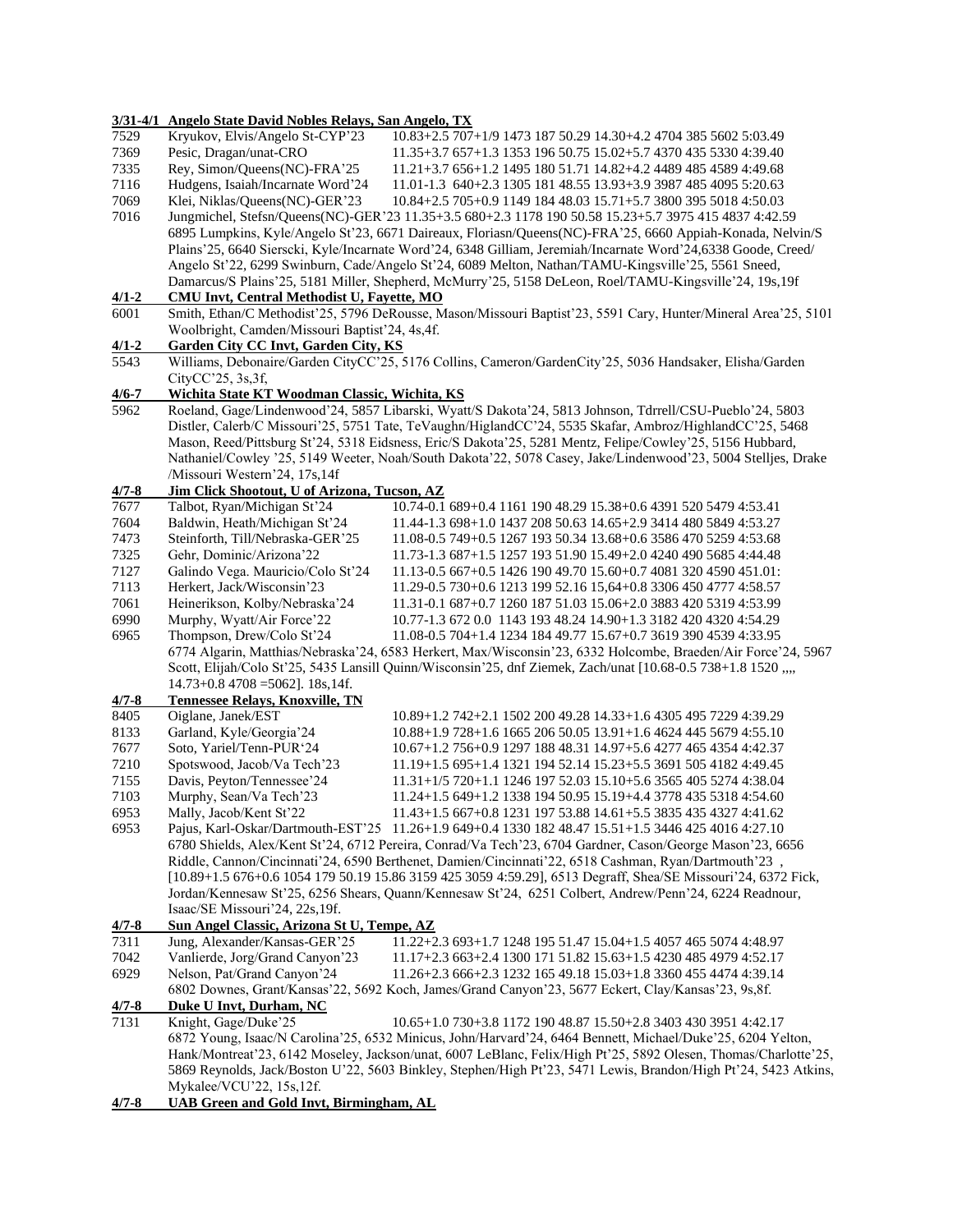**3/31-4/1 Angelo State David Nobles Relays, San Angelo, TX**

7529 Kryukov, Elvis/Angelo St-CYP'23 10.83+2.5 707+1/9 1473 187 50.29 14.30+4.2 4704 385 5602 5:03.49
7369 Pesic, Dragan/unat-CRO 11.35+3.7 657+1.3 1353 196 50.75 15.02+5.7 4370 435 5330 4:39.40
7335 Rey, Simon/Queens(NC)-FRA'25 11.21+3.7 656+1.2 1495 180 51.71 14.82+4.2 4489 485 4589 4:49.68
7116 Hudgens, Isaiah/Incarnate Word'24 11.01-1.3 640+2.3 1305 181 48.55 13.93+3.9 3987 485 4095 5:20.63
7069 Klei, Niklas/Queens(NC)-GER'23 10.84+2.5 705+0.9 1149 184 48.03 15.71+5.7 3800 395 5018 4:50.03
7016 Jungmichel, Stefsn/Queens(NC)-GER'23 11.35+3.5 680+2.3 1178 190 50.58 15.23+5.7 3975 415 4837 4:42.59
6895 Lumpkins, Kyle/Angelo St'23, 6671 Daireaux, Floriasn/Queens(NC)-FRA'25, 6660 Appiah-Konada, Nelvin/S Plains'25, 6640 Sierscki, Kyle/Incarnate Word'24, 6348 Gilliam, Jeremiah/Incarnate Word'24,6338 Goode, Creed/ Angelo St'22, 6299 Swinburn, Cade/Angelo St'24, 6089 Melton, Nathan/TAMU-Kingsville'25, 5561 Sneed, Damarcus/S Plains'25, 5181 Miller, Shepherd, McMurry'25, 5158 DeLeon, Roel/TAMU-Kingsville'24, 19s,19f

**4/1-2 CMU Invt, Central Methodist U, Fayette, MO**

6001 Smith, Ethan/C Methodist'25, 5796 DeRousse, Mason/Missouri Baptist'23, 5591 Cary, Hunter/Mineral Area'25, 5101 Woolbright, Camden/Missouri Baptist'24, 4s,4f.

**4/1-2 Garden City CC Invt, Garden City, KS**

5543 Williams, Debonaire/Garden CityCC'25, 5176 Collins, Cameron/GardenCity'25, 5036 Handsaker, Elisha/Garden CityCC'25, 3s,3f,

**4/6-7 Wichita State KT Woodman Classic, Wichita, KS**

5962 Roeland, Gage/Lindenwood'24, 5857 Libarski, Wyatt/S Dakota'24, 5813 Johnson, Tdrrell/CSU-Pueblo'24, 5803 Distler, Calerb/C Missouri'25, 5751 Tate, TeVaughn/HiglandCC'24, 5535 Skafar, Ambroz/HighlandCC'25, 5468 Mason, Reed/Pittsburg St'24, 5318 Eidsness, Eric/S Dakota'25, 5281 Mentz, Felipe/Cowley'25, 5156 Hubbard, Nathaniel/Cowley '25, 5149 Weeter, Noah/South Dakota'22, 5078 Casey, Jake/Lindenwood'23, 5004 Stelljes, Drake /Missouri Western'24, 17s,14f

**4/7-8 Jim Click Shootout, U of Arizona, Tucson, AZ**

7677 Talbot, Ryan/Michigan St'24 10.74-0.1 689+0.4 1161 190 48.29 15.38+0.6 4391 520 5479 4:53.41
7604 Baldwin, Heath/Michigan St'24 11.44-1.3 698+1.0 1437 208 50.63 14.65+2.9 3414 480 5849 4:53.27
7473 Steinforth, Till/Nebraska-GER'25 11.08-0.5 749+0.5 1267 193 50.34 13.68+0.6 3586 470 5259 4:53.68
7325 Gehr, Dominic/Arizona'22 11.73-1.3 687+1.5 1257 193 51.90 15.49+2.0 4240 490 5685 4:44.48
7127 Galindo Vega. Mauricio/Colo St'24 11.13-0.5 667+0.5 1426 190 49.70 15.60+0.7 4081 320 4590 451.01:
7113 Herkert, Jack/Wisconsin'23 11.29-0.5 730+0.6 1213 199 52.16 15,64+0.8 3306 450 4777 4:58.57
7061 Heinerikson, Kolby/Nebraska'24 11.31-0.1 687+0.7 1260 187 51.03 15.06+2.0 3883 420 5319 4:53.99
6990 Murphy, Wyatt/Air Force'22 10.77-1.3 672 0.0 1143 193 48.24 14.90+1.3 3182 420 4320 4:54.29
6965 Thompson, Drew/Colo St'24 11.08-0.5 704+1.4 1234 184 49.77 15.67+0.7 3619 390 4539 4:33.95
6774 Algarin, Matthias/Nebraska'24, 6583 Herkert, Max/Wisconsin'23, 6332 Holcombe, Braeden/Air Force'24, 5967 Scott, Elijah/Colo St'25, 5435 Lansill Quinn/Wisconsin'25, dnf Ziemek, Zach/unat [10.68-0.5 738+1.8 1520 ,,,, 14.73+0.8 4708 =5062]. 18s,14f.

**4/7-8 Tennessee Relays, Knoxville, TN**

8405 Oiglane, Janek/EST 10.89+1.2 742+2.1 1502 200 49.28 14.33+1.6 4305 495 7229 4:39.29
8133 Garland, Kyle/Georgia'24 10.88+1.9 728+1.6 1665 206 50.05 13.91+1.6 4624 445 5679 4:55.10
7677 Soto, Yariel/Tenn-PUR'24 10.67+1.2 756+0.9 1297 188 48.31 14.97+5.6 4277 465 4354 4:42.37
7210 Spotswood, Jacob/Va Tech'23 11.19+1.5 695+1.4 1321 194 52.14 15.23+5.5 3691 505 4182 4:49.45
7155 Davis, Peyton/Tennessee'24 11.31+1/5 720+1.1 1246 197 52.03 15.10+5.6 3565 405 5274 4:38.04
7103 Murphy, Sean/Va Tech'23 11.24+1.5 649+1.2 1338 194 50.95 15.19+4.4 3778 435 5318 4:54.60
6953 Mally, Jacob/Kent St'22 11.43+1.5 667+0.8 1231 197 53.88 14.61+5.5 3835 435 4327 4:41.62
6953 Pajus, Karl-Oskar/Dartmouth-EST'25 11.26+1.9 649+0.4 1330 182 48.47 15.51+1.5 3446 425 4016 4:27.10
6780 Shields, Alex/Kent St'24, 6712 Pereira, Conrad/Va Tech'23, 6704 Gardner, Cason/George Mason'23, 6656 Riddle, Cannon/Cincinnati'24, 6590 Berthenet, Damien/Cincinnati'22, 6518 Cashman, Ryan/Dartmouth'23 , [10.89+1.5 676+0.6 1054 179 50.19 15.86 3159 425 3059 4:59.29], 6513 Degraff, Shea/SE Missouri'24, 6372 Fick, Jordan/Kennesaw St'25, 6256 Shears, Quann/Kennesaw St'24, 6251 Colbert, Andrew/Penn'24, 6224 Readnour, Isaac/SE Missouri'24, 22s,19f.

**4/7-8 Sun Angel Classic, Arizona St U, Tempe, AZ**

7311 Jung, Alexander/Kansas-GER'25 11.22+2.3 693+1.7 1248 195 51.47 15.04+1.5 4057 465 5074 4:48.97
7042 Vanlierde, Jorg/Grand Canyon'23 11.17+2.3 663+2.4 1300 171 51.82 15.63+1.5 4230 485 4979 4:52.17
6929 Nelson, Pat/Grand Canyon'24 11.26+2.3 666+2.3 1232 165 49.18 15.03+1.8 3360 455 4474 4:39.14
6802 Downes, Grant/Kansas'22, 5692 Koch, James/Grand Canyon'23, 5677 Eckert, Clay/Kansas'23, 9s,8f.

**4/7-8 Duke U Invt, Durham, NC**

7131 Knight, Gage/Duke'25 10.65+1.0 730+3.8 1172 190 48.87 15.50+2.8 3403 430 3951 4:42.17
6872 Young, Isaac/N Carolina'25, 6532 Minicus, John/Harvard'24, 6464 Bennett, Michael/Duke'25, 6204 Yelton, Hank/Montreat'23, 6142 Moseley, Jackson/unat, 6007 LeBlanc, Felix/High Pt'25, 5892 Olesen, Thomas/Charlotte'25, 5869 Reynolds, Jack/Boston U'22, 5603 Binkley, Stephen/High Pt'23, 5471 Lewis, Brandon/High Pt'24, 5423 Atkins, Mykalee/VCU'22, 15s,12f.

**4/7-8 UAB Green and Gold Invt, Birmingham, AL**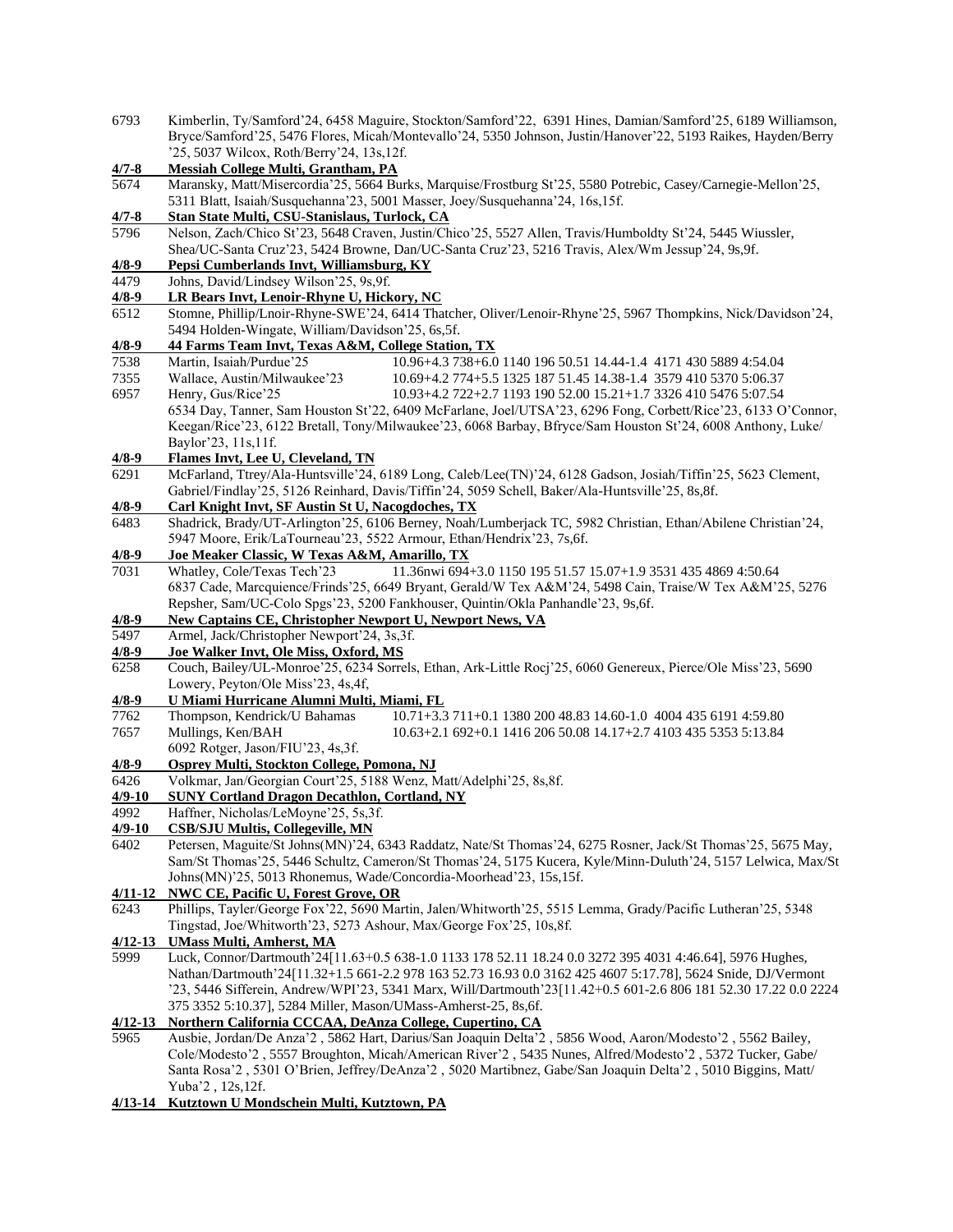6793 Kimberlin, Ty/Samford'24, 6458 Maguire, Stockton/Samford'22, 6391 Hines, Damian/Samford'25, 6189 Williamson, Bryce/Samford'25, 5476 Flores, Micah/Montevallo'24, 5350 Johnson, Justin/Hanover'22, 5193 Raikes, Hayden/Berry '25, 5037 Wilcox, Roth/Berry'24, 13s,12f.

**4/7-8 Messiah College Multi, Grantham, PA**

5674 Maransky, Matt/Misercordia'25, 5664 Burks, Marquise/Frostburg St'25, 5580 Potrebic, Casey/Carnegie-Mellon'25, 5311 Blatt, Isaiah/Susquehanna'23, 5001 Masser, Joey/Susquehanna'24, 16s,15f.

**4/7-8 Stan State Multi, CSU-Stanislaus, Turlock, CA**

5796 Nelson, Zach/Chico St'23, 5648 Craven, Justin/Chico'25, 5527 Allen, Travis/Humboldty St'24, 5445 Wiussler, Shea/UC-Santa Cruz'23, 5424 Browne, Dan/UC-Santa Cruz'23, 5216 Travis, Alex/Wm Jessup'24, 9s,9f.

**4/8-9 Pepsi Cumberlands Invt, Williamsburg, KY**

4479 Johns, David/Lindsey Wilson'25, 9s,9f.

**4/8-9 LR Bears Invt, Lenoir-Rhyne U, Hickory, NC**

6512 Stomne, Phillip/Lnoir-Rhyne-SWE'24, 6414 Thatcher, Oliver/Lenoir-Rhyne'25, 5967 Thompkins, Nick/Davidson'24, 5494 Holden-Wingate, William/Davidson'25, 6s,5f.

**4/8-9 44 Farms Team Invt, Texas A&M, College Station, TX**

7538 Martin, Isaiah/Purdue'25 10.96+4.3 738+6.0 1140 196 50.51 14.44-1.4 4171 430 5889 4:54.04
7355 Wallace, Austin/Milwaukee'23 10.69+4.2 774+5.5 1325 187 51.45 14.38-1.4 3579 410 5370 5:06.37
6957 Henry, Gus/Rice'25 10.93+4.2 722+2.7 1193 190 52.00 15.21+1.7 3326 410 5476 5:07.54
6534 Day, Tanner, Sam Houston St'22, 6409 McFarlane, Joel/UTSA'23, 6296 Fong, Corbett/Rice'23, 6133 O'Connor, Keegan/Rice'23, 6122 Bretall, Tony/Milwaukee'23, 6068 Barbay, Bfryce/Sam Houston St'24, 6008 Anthony, Luke/ Baylor'23, 11s,11f.

**4/8-9 Flames Invt, Lee U, Cleveland, TN**

6291 McFarland, Ttrey/Ala-Huntsville'24, 6189 Long, Caleb/Lee(TN)'24, 6128 Gadson, Josiah/Tiffin'25, 5623 Clement, Gabriel/Findlay'25, 5126 Reinhard, Davis/Tiffin'24, 5059 Schell, Baker/Ala-Huntsville'25, 8s,8f.

**4/8-9 Carl Knight Invt, SF Austin St U, Nacogdoches, TX**

6483 Shadrick, Brady/UT-Arlington'25, 6106 Berney, Noah/Lumberjack TC, 5982 Christian, Ethan/Abilene Christian'24, 5947 Moore, Erik/LaTourneau'23, 5522 Armour, Ethan/Hendrix'23, 7s,6f.

**4/8-9 Joe Meaker Classic, W Texas A&M, Amarillo, TX**

7031 Whatley, Cole/Texas Tech'23 11.36nwi 694+3.0 1150 195 51.57 15.07+1.9 3531 435 4869 4:50.64
6837 Cade, Marcquience/Frinds'25, 6649 Bryant, Gerald/W Tex A&M'24, 5498 Cain, Traise/W Tex A&M'25, 5276 Repsher, Sam/UC-Colo Spgs'23, 5200 Fankhouser, Quintin/Okla Panhandle'23, 9s,6f.

**4/8-9 New Captains CE, Christopher Newport U, Newport News, VA**

5497 Armel, Jack/Christopher Newport'24, 3s,3f.

**4/8-9 Joe Walker Invt, Ole Miss, Oxford, MS**

6258 Couch, Bailey/UL-Monroe'25, 6234 Sorrels, Ethan, Ark-Little Rocj'25, 6060 Genereux, Pierce/Ole Miss'23, 5690 Lowery, Peyton/Ole Miss'23, 4s,4f,

**4/8-9 U Miami Hurricane Alumni Multi, Miami, FL**

7762 Thompson, Kendrick/U Bahamas 10.71+3.3 711+0.1 1380 200 48.83 14.60-1.0 4004 435 6191 4:59.80
7657 Mullings, Ken/BAH 10.63+2.1 692+0.1 1416 206 50.08 14.17+2.7 4103 435 5353 5:13.84
6092 Rotger, Jason/FIU'23, 4s,3f.

**4/8-9 Osprey Multi, Stockton College, Pomona, NJ**

6426 Volkmar, Jan/Georgian Court'25, 5188 Wenz, Matt/Adelphi'25, 8s,8f.

**4/9-10 SUNY Cortland Dragon Decathlon, Cortland, NY**

4992 Haffner, Nicholas/LeMoyne'25, 5s,3f.

**4/9-10 CSB/SJU Multis, Collegeville, MN**

6402 Petersen, Maguite/St Johns(MN)'24, 6343 Raddatz, Nate/St Thomas'24, 6275 Rosner, Jack/St Thomas'25, 5675 May, Sam/St Thomas'25, 5446 Schultz, Cameron/St Thomas'24, 5175 Kucera, Kyle/Minn-Duluth'24, 5157 Lelwica, Max/St Johns(MN)'25, 5013 Rhonemus, Wade/Concordia-Moorhead'23, 15s,15f.

**4/11-12 NWC CE, Pacific U, Forest Grove, OR**

6243 Phillips, Tayler/George Fox'22, 5690 Martin, Jalen/Whitworth'25, 5515 Lemma, Grady/Pacific Lutheran'25, 5348 Tingstad, Joe/Whitworth'23, 5273 Ashour, Max/George Fox'25, 10s,8f.

**4/12-13 UMass Multi, Amherst, MA**

5999 Luck, Connor/Dartmouth'24[11.63+0.5 638-1.0 1133 178 52.11 18.24 0.0 3272 395 4031 4:46.64], 5976 Hughes, Nathan/Dartmouth'24[11.32+1.5 661-2.2 978 163 52.73 16.93 0.0 3162 425 4607 5:17.78], 5624 Snide, DJ/Vermont '23, 5446 Sifferein, Andrew/WPI'23, 5341 Marx, Will/Dartmouth'23[11.42+0.5 601-2.6 806 181 52.30 17.22 0.0 2224 375 3352 5:10.37], 5284 Miller, Mason/UMass-Amherst-25, 8s,6f.

**4/12-13 Northern California CCCAA, DeAnza College, Cupertino, CA**

5965 Ausbie, Jordan/De Anza'2 , 5862 Hart, Darius/San Joaquin Delta'2 , 5856 Wood, Aaron/Modesto'2 , 5562 Bailey, Cole/Modesto'2 , 5557 Broughton, Micah/American River'2 , 5435 Nunes, Alfred/Modesto'2 , 5372 Tucker, Gabe/ Santa Rosa'2 , 5301 O'Brien, Jeffrey/DeAnza'2 , 5020 Martibnez, Gabe/San Joaquin Delta'2 , 5010 Biggins, Matt/ Yuba'2 , 12s,12f.

**4/13-14 Kutztown U Mondschein Multi, Kutztown, PA**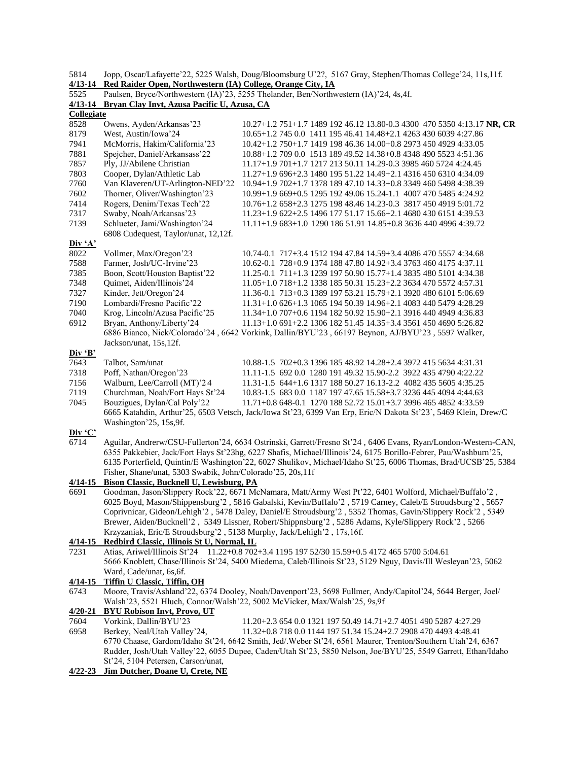5814 Jopp, Oscar/Lafayette'22, 5225 Walsh, Doug/Bloomsburg U'2?, 5167 Gray, Stephen/Thomas College'24, 11s,11f.

**4/13-14 Red Raider Open, Northwestern (IA) College, Orange City, IA**

5525 Paulsen, Bryce/Northwestern (IA)'23, 5255 Thelander, Ben/Northwestern (IA)'24, 4s,4f.

**4/13-14 Bryan Clay Invt, Azusa Pacific U, Azusa, CA**

**Collegiate**

| | | |
|---|---|---|
| 8528 | Owens, Ayden/Arkansas'23 | 10.27+1.2 751+1.7 1489 192 46.12 13.80-0.3 4300 470 5350 4:13.17 **NR, CR** |
| 8179 | West, Austin/Iowa'24 | 10.65+1.2 745 0.0 1411 195 46.41 14.48+2.1 4263 430 6039 4:27.86 |
| 7941 | McMorris, Hakim/California'23 | 10.42+1.2 750+1.7 1419 198 46.36 14.00+0.8 2973 450 4929 4:33.05 |
| 7881 | Spejcher, Daniel/Arkansass'22 | 10.88+1.2 709 0.0 1513 189 49.52 14.38+0.8 4348 490 5523 4:51.36 |
| 7857 | Ply, JJ/Abilene Christian | 11.17+1.9 701+1.7 1217 213 50.11 14.29-0.3 3985 460 5724 4:24.45 |
| 7803 | Cooper, Dylan/Athletic Lab | 11.27+1.9 696+2.3 1480 195 51.22 14.49+2.1 4316 450 6310 4:34.09 |
| 7760 | Van Klaveren/UT-Arlington-NED'22 | 10.94+1.9 702+1.7 1378 189 47.10 14.33+0.8 3349 460 5498 4:38.39 |
| 7602 | Thorner, Oliver/Washington'23 | 10.99+1.9 669+0.5 1295 192 49.06 15.24-1.1 4007 470 5485 4:24.92 |
| 7414 | Rogers, Denim/Texas Tech'22 | 10.76+1.2 658+2.3 1275 198 48.46 14.23-0.3 3817 450 4919 5:01.72 |
| 7317 | Swaby, Noah/Arkansas'23 | 11.23+1.9 622+2.5 1496 177 51.17 15.66+2.1 4680 430 6151 4:39.53 |
| 7139 | Schlueter, Jami/Washington'24 | 11.11+1.9 683+1.0 1290 186 51.91 14.85+0.8 3636 440 4996 4:39.72 |

6808 Cudequest, Taylor/unat, 12,12f.

**Div 'A'**

| | | |
|---|---|---|
| 8022 | Vollmer, Max/Oregon'23 | 10.74-0.1 717+3.4 1512 194 47.84 14.59+3.4 4086 470 5557 4:34.68 |
| 7588 | Farmer, Josh/UC-Irvine'23 | 10.62-0.1 728+0.9 1374 188 47.80 14.92+3.4 3763 460 4175 4:37.11 |
| 7385 | Boon, Scott/Houston Baptist'22 | 11.25-0.1 711+1.3 1239 197 50.90 15.77+1.4 3835 480 5101 4:34.38 |
| 7348 | Quimet, Aiden/Illinois'24 | 11.05+1.0 718+1.2 1338 185 50.31 15.23+2.2 3634 470 5572 4:57.31 |
| 7327 | Kinder, Jett/Oregon'24 | 11.36-0.1 713+0.3 1389 197 53.21 15.79+2.1 3920 480 6101 5:06.69 |
| 7190 | Lombardi/Fresno Pacific'22 | 11.31+1.0 626+1.3 1065 194 50.39 14.96+2.1 4083 440 5479 4:28.29 |
| 7040 | Krog, Lincoln/Azusa Pacific'25 | 11.34+1.0 707+0.6 1194 182 50.92 15.90+2.1 3916 440 4949 4:36.83 |
| 6912 | Bryan, Anthony/Liberty'24 | 11.13+1.0 691+2.2 1306 182 51.45 14.35+3.4 3561 450 4690 5:26.82 |

6886 Bianco, Nick/Colorado'24 , 6642 Vorkink, Dallin/BYU'23 , 66197 Beynon, AJ/BYU'23 , 5597 Walker, Jackson/unat, 15s,12f.

**Div 'B'**

| | | |
|---|---|---|
| 7643 | Talbot, Sam/unat | 10.88-1.5 702+0.3 1396 185 48.92 14.28+2.4 3972 415 5634 4:31.31 |
| 7318 | Poff, Nathan/Oregon'23 | 11.11-1.5 692 0.0 1280 191 49.32 15.90-2.2 3922 435 4790 4:22.22 |
| 7156 | Walburn, Lee/Carroll (MT)'2 4 | 11.31-1.5 644+1.6 1317 188 50.27 16.13-2.2 4082 435 5605 4:35.25 |
| 7119 | Churchman, Noah/Fort Hays St'24 | 10.83-1.5 683 0.0 1187 197 47.65 15.58+3.7 3236 445 4094 4:44.63 |
| 7045 | Bouzigues, Dylan/Cal Poly'22 | 11.71+0.8 648-0.1 1270 188 52.72 15.01+3.7 3996 465 4852 4:33.59 |

6665 Katahdin, Arthur'25, 6503 Vetsch, Jack/Iowa St'23, 6399 Van Erp, Eric/N Dakota St'23`, 5469 Klein, Drew/C Washington'25, 15s,9f.

**Div 'C'**

6714 Aguilar, Andrerw/CSU-Fullerton'24, 6634 Ostrinski, Garrett/Fresno St'24 , 6406 Evans, Ryan/London-Western-CAN, 6355 Pakkebier, Jack/Fort Hays St'23hg, 6227 Shafis, Michael/Illinois'24, 6175 Borillo-Febrer, Pau/Washburn'25, 6135 Porterfield, Quintin/E Washington'22, 6027 Shulikov, Michael/Idaho St'25, 6006 Thomas, Brad/UCSB'25, 5384 Fisher, Shane/unat, 5303 Swabik, John/Colorado'25, 20s,11f

**4/14-15 Bison Classic, Bucknell U, Lewisburg, PA**

6691 Goodman, Jason/Slippery Rock'22, 6671 McNamara, Matt/Army West Pt'22, 6401 Wolford, Michael/Buffalo'2 , 6025 Boyd, Mason/Shippensburg'2 , 5816 Gabalski, Kevin/Buffalo'2 , 5719 Carney, Caleb/E Stroudsburg'2 , 5657 Coprivnicar, Gideon/Lehigh'2 , 5478 Daley, Daniel/E Stroudsburg'2 , 5352 Thomas, Gavin/Slippery Rock'2 , 5349 Brewer, Aiden/Bucknell'2 , 5349 Lissner, Robert/Shippnsburg'2 , 5286 Adams, Kyle/Slippery Rock'2 , 5266 Krzyzaniak, Eric/E Stroudsburg'2 , 5138 Murphy, Jack/Lehigh'2 , 17s,16f.

**4/14-15 Redbird Classic, Illinois St U, Normal, IL**

7231 Atias, Ariwel/Illinois St'24 11.22+0.8 702+3.4 1195 197 52/30 15.59+0.5 4172 465 5700 5:04.61

5666 Knoblett, Chase/Illinois St'24, 5400 Miedema, Caleb/Illinois St'23, 5129 Nguy, Davis/Ill Wesleyan'23, 5062 Ward, Cade/unat, 6s,6f.

**4/14-15 Tiffin U Classic, Tiffin, OH**

6743 Moore, Travis/Ashland'22, 6374 Dooley, Noah/Davenport'23, 5698 Fullmer, Andy/Capitol'24, 5644 Berger, Joel/ Walsh'23, 5521 Hluch, Connor/Walsh'22, 5002 McVicker, Max/Walsh'25, 9s,9f

**4/20-21 BYU Robison Invt, Provo, UT**

| | | |
|---|---|---|
| 7604 | Vorkink, Dallin/BYU'23 | 11.20+2.3 654 0.0 1321 197 50.49 14.71+2.7 4051 490 5287 4:27.29 |
| 6958 | Berkey, Neal/Utah Valley'24, | 11.32+0.8 718 0.0 1144 197 51.34 15.24+2.7 2908 470 4493 4:48.41 |

6770 Chaase, Gardom/Idaho St'24, 6642 Smith, Jed/.Weber St'24, 6561 Maurer, Trenton/Southern Utah'24, 6367 Rudder, Josh/Utah Valley'22, 6055 Dupee, Caden/Utah St'23, 5850 Nelson, Joe/BYU'25, 5549 Garrett, Ethan/Idaho St'24, 5104 Petersen, Carson/unat,

**4/22-23 Jim Dutcher, Doane U, Crete, NE**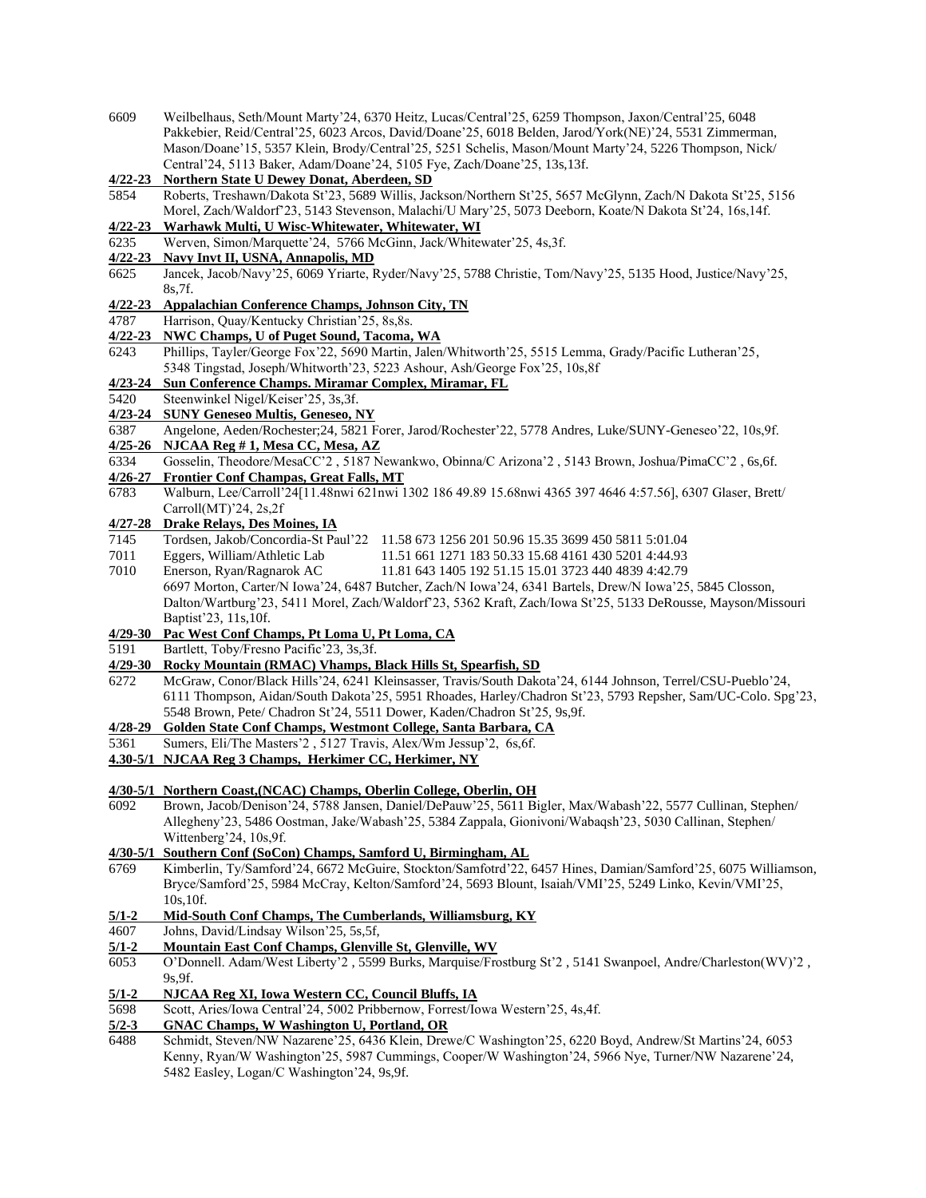6609 Weilbelhaus, Seth/Mount Marty'24, 6370 Heitz, Lucas/Central'25, 6259 Thompson, Jaxon/Central'25, 6048 Pakkebier, Reid/Central'25, 6023 Arcos, David/Doane'25, 6018 Belden, Jarod/York(NE)'24, 5531 Zimmerman, Mason/Doane'15, 5357 Klein, Brody/Central'25, 5251 Schelis, Mason/Mount Marty'24, 5226 Thompson, Nick/ Central'24, 5113 Baker, Adam/Doane'24, 5105 Fye, Zach/Doane'25, 13s,13f.

**4/22-23 Northern State U Dewey Donat, Aberdeen, SD**

5854 Roberts, Treshawn/Dakota St'23, 5689 Willis, Jackson/Northern St'25, 5657 McGlynn, Zach/N Dakota St'25, 5156 Morel, Zach/Waldorf'23, 5143 Stevenson, Malachi/U Mary'25, 5073 Deeborn, Koate/N Dakota St'24, 16s,14f.

**4/22-23 Warhawk Multi, U Wisc-Whitewater, Whitewater, WI**

6235 Werven, Simon/Marquette'24, 5766 McGinn, Jack/Whitewater'25, 4s,3f.

**4/22-23 Navy Invt II, USNA, Annapolis, MD**

6625 Jancek, Jacob/Navy'25, 6069 Yriarte, Ryder/Navy'25, 5788 Christie, Tom/Navy'25, 5135 Hood, Justice/Navy'25, 8s,7f.

**4/22-23 Appalachian Conference Champs, Johnson City, TN**

4787 Harrison, Quay/Kentucky Christian'25, 8s,8s.

**4/22-23 NWC Champs, U of Puget Sound, Tacoma, WA**

6243 Phillips, Tayler/George Fox'22, 5690 Martin, Jalen/Whitworth'25, 5515 Lemma, Grady/Pacific Lutheran'25, 5348 Tingstad, Joseph/Whitworth'23, 5223 Ashour, Ash/George Fox'25, 10s,8f

**4/23-24 Sun Conference Champs. Miramar Complex, Miramar, FL**

5420 Steenwinkel Nigel/Keiser'25, 3s,3f.

**4/23-24 SUNY Geneseo Multis, Geneseo, NY**

6387 Angelone, Aeden/Rochester;24, 5821 Forer, Jarod/Rochester'22, 5778 Andres, Luke/SUNY-Geneseo'22, 10s,9f.

**4/25-26 NJCAA Reg # 1, Mesa CC, Mesa, AZ**

6334 Gosselin, Theodore/MesaCC'2 , 5187 Newankwo, Obinna/C Arizona'2 , 5143 Brown, Joshua/PimaCC'2 , 6s,6f.

**4/26-27 Frontier Conf Champas, Great Falls, MT**

6783 Walburn, Lee/Carroll'24[11.48nwi 621nwi 1302 186 49.89 15.68nwi 4365 397 4646 4:57.56], 6307 Glaser, Brett/ Carroll(MT)'24, 2s,2f

**4/27-28 Drake Relays, Des Moines, IA**

7145 Tordsen, Jakob/Concordia-St Paul'22 11.58 673 1256 201 50.96 15.35 3699 450 5811 5:01.04

7011 Eggers, William/Athletic Lab 11.51 661 1271 183 50.33 15.68 4161 430 5201 4:44.93

7010 Enerson, Ryan/Ragnarok AC 11.81 643 1405 192 51.15 15.01 3723 440 4839 4:42.79

6697 Morton, Carter/N Iowa'24, 6487 Butcher, Zach/N Iowa'24, 6341 Bartels, Drew/N Iowa'25, 5845 Closson, Dalton/Wartburg'23, 5411 Morel, Zach/Waldorf'23, 5362 Kraft, Zach/Iowa St'25, 5133 DeRousse, Mayson/Missouri Baptist'23, 11s,10f.

**4/29-30 Pac West Conf Champs, Pt Loma U, Pt Loma, CA**

5191 Bartlett, Toby/Fresno Pacific'23, 3s,3f.

**4/29-30 Rocky Mountain (RMAC) Vhamps, Black Hills St, Spearfish, SD**

6272 McGraw, Conor/Black Hills'24, 6241 Kleinsasser, Travis/South Dakota'24, 6144 Johnson, Terrel/CSU-Pueblo'24, 6111 Thompson, Aidan/South Dakota'25, 5951 Rhoades, Harley/Chadron St'23, 5793 Repsher, Sam/UC-Colo. Spg'23, 5548 Brown, Pete/ Chadron St'24, 5511 Dower, Kaden/Chadron St'25, 9s,9f.

**4/28-29 Golden State Conf Champs, Westmont College, Santa Barbara, CA**

5361 Sumers, Eli/The Masters'2 , 5127 Travis, Alex/Wm Jessup'2, 6s,6f.

**4.30-5/1 NJCAA Reg 3 Champs, Herkimer CC, Herkimer, NY**

**4/30-5/1 Northern Coast,(NCAC) Champs, Oberlin College, Oberlin, OH**

6092 Brown, Jacob/Denison'24, 5788 Jansen, Daniel/DePauw'25, 5611 Bigler, Max/Wabash'22, 5577 Cullinan, Stephen/ Allegheny'23, 5486 Oostman, Jake/Wabash'25, 5384 Zappala, Gionivoni/Wabaqsh'23, 5030 Callinan, Stephen/ Wittenberg'24, 10s,9f.

**4/30-5/1 Southern Conf (SoCon) Champs, Samford U, Birmingham, AL**

6769 Kimberlin, Ty/Samford'24, 6672 McGuire, Stockton/Samfotrd'22, 6457 Hines, Damian/Samford'25, 6075 Williamson, Bryce/Samford'25, 5984 McCray, Kelton/Samford'24, 5693 Blount, Isaiah/VMI'25, 5249 Linko, Kevin/VMI'25, 10s,10f.

**5/1-2 Mid-South Conf Champs, The Cumberlands, Williamsburg, KY**

4607 Johns, David/Lindsay Wilson'25, 5s,5f,

**5/1-2 Mountain East Conf Champs, Glenville St, Glenville, WV**

6053 O'Donnell. Adam/West Liberty'2 , 5599 Burks, Marquise/Frostburg St'2 , 5141 Swanpoel, Andre/Charleston(WV)'2 , 9s,9f.

**5/1-2 NJCAA Reg XI, Iowa Western CC, Council Bluffs, IA**

5698 Scott, Aries/Iowa Central'24, 5002 Pribbernow, Forrest/Iowa Western'25, 4s,4f.

**5/2-3 GNAC Champs, W Washington U, Portland, OR**

6488 Schmidt, Steven/NW Nazarene'25, 6436 Klein, Drewe/C Washington'25, 6220 Boyd, Andrew/St Martins'24, 6053 Kenny, Ryan/W Washington'25, 5987 Cummings, Cooper/W Washington'24, 5966 Nye, Turner/NW Nazarene'24, 5482 Easley, Logan/C Washington'24, 9s,9f.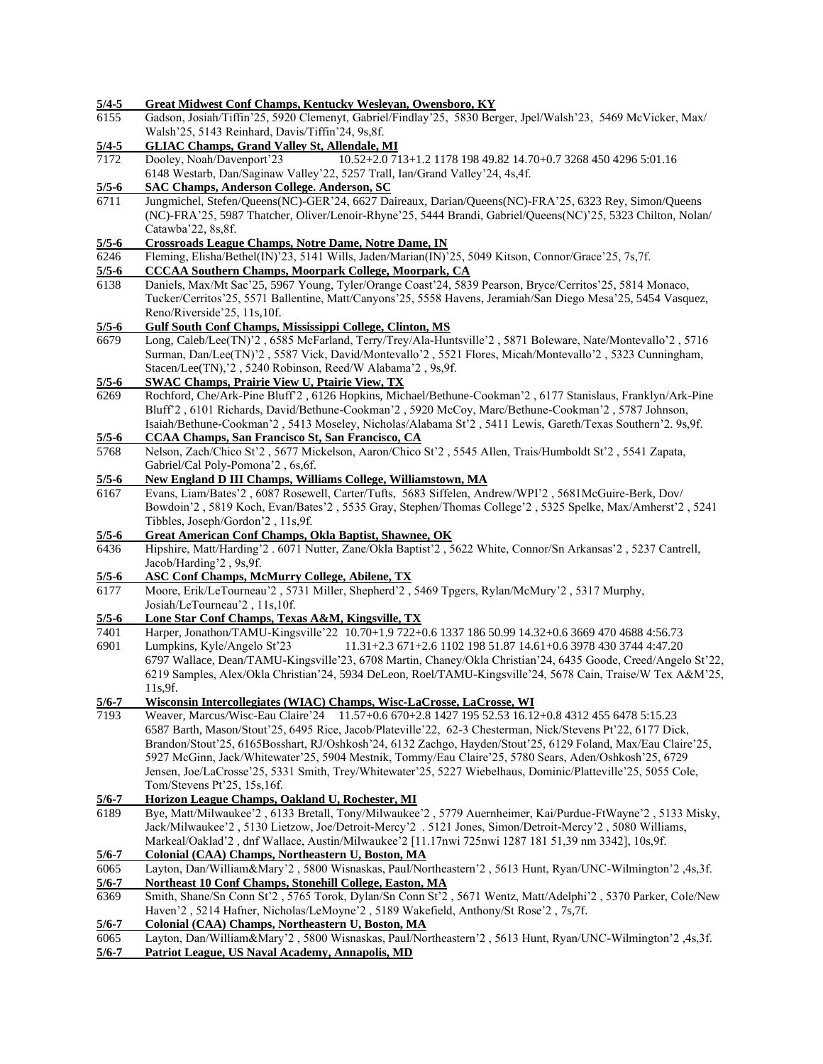**5/4-5 Great Midwest Conf Champs, Kentucky Wesleyan, Owensboro, KY**

6155 Gadson, Josiah/Tiffin'25, 5920 Clemenyt, Gabriel/Findlay'25, 5830 Berger, Jpel/Walsh'23, 5469 McVicker, Max/ Walsh'25, 5143 Reinhard, Davis/Tiffin'24, 9s,8f.

**5/4-5 GLIAC Champs, Grand Valley St, Allendale, MI**

7172 Dooley, Noah/Davenport'23 10.52+2.0 713+1.2 1178 198 49.82 14.70+0.7 3268 450 4296 5:01.16
6148 Westarb, Dan/Saginaw Valley'22, 5257 Trall, Ian/Grand Valley'24, 4s,4f.

**5/5-6 SAC Champs, Anderson College. Anderson, SC**

6711 Jungmichel, Stefen/Queens(NC)-GER'24, 6627 Daireaux, Darian/Queens(NC)-FRA'25, 6323 Rey, Simon/Queens (NC)-FRA'25, 5987 Thatcher, Oliver/Lenoir-Rhyne'25, 5444 Brandi, Gabriel/Queens(NC)'25, 5323 Chilton, Nolan/ Catawba'22, 8s,8f.

**5/5-6 Crossroads League Champs, Notre Dame, Notre Dame, IN**

6246 Fleming, Elisha/Bethel(IN)'23, 5141 Wills, Jaden/Marian(IN)'25, 5049 Kitson, Connor/Grace'25, 7s,7f.

**5/5-6 CCCAA Southern Champs, Moorpark College, Moorpark, CA**

6138 Daniels, Max/Mt Sac'25, 5967 Young, Tyler/Orange Coast'24, 5839 Pearson, Bryce/Cerritos'25, 5814 Monaco, Tucker/Cerritos'25, 5571 Ballentine, Matt/Canyons'25, 5558 Havens, Jeramiah/San Diego Mesa'25, 5454 Vasquez, Reno/Riverside'25, 11s,10f.

**5/5-6 Gulf South Conf Champs, Mississippi College, Clinton, MS**

6679 Long, Caleb/Lee(TN)'2 , 6585 McFarland, Terry/Trey/Ala-Huntsville'2 , 5871 Boleware, Nate/Montevallo'2 , 5716 Surman, Dan/Lee(TN)'2 , 5587 Vick, David/Montevallo'2 , 5521 Flores, Micah/Montevallo'2 , 5323 Cunningham, Stacen/Lee(TN),'2 , 5240 Robinson, Reed/W Alabama'2 , 9s,9f.

**5/5-6 SWAC Champs, Prairie View U, Ptairie View, TX**

6269 Rochford, Che/Ark-Pine Bluff'2 , 6126 Hopkins, Michael/Bethune-Cookman'2 , 6177 Stanislaus, Franklyn/Ark-Pine Bluff'2 , 6101 Richards, David/Bethune-Cookman'2 , 5920 McCoy, Marc/Bethune-Cookman'2 , 5787 Johnson, Isaiah/Bethune-Cookman'2 , 5413 Moseley, Nicholas/Alabama St'2 , 5411 Lewis, Gareth/Texas Southern'2. 9s,9f.

**5/5-6 CCAA Champs, San Francisco St, San Francisco, CA**

5768 Nelson, Zach/Chico St'2 , 5677 Mickelson, Aaron/Chico St'2 , 5545 Allen, Trais/Humboldt St'2 , 5541 Zapata, Gabriel/Cal Poly-Pomona'2 , 6s,6f.

**5/5-6 New England D III Champs, Williams College, Williamstown, MA**

6167 Evans, Liam/Bates'2 , 6087 Rosewell, Carter/Tufts, 5683 Siffelen, Andrew/WPI'2 , 5681McGuire-Berk, Dov/ Bowdoin'2 , 5819 Koch, Evan/Bates'2 , 5535 Gray, Stephen/Thomas College'2 , 5325 Spelke, Max/Amherst'2 , 5241 Tibbles, Joseph/Gordon'2 , 11s,9f.

**5/5-6 Great American Conf Champs, Okla Baptist, Shawnee, OK**

6436 Hipshire, Matt/Harding'2 . 6071 Nutter, Zane/Okla Baptist'2 , 5622 White, Connor/Sn Arkansas'2 , 5237 Cantrell, Jacob/Harding'2 , 9s,9f.

**5/5-6 ASC Conf Champs, McMurry College, Abilene, TX**

6177 Moore, Erik/LeTourneau'2 , 5731 Miller, Shepherd'2 , 5469 Tpgers, Rylan/McMury'2 , 5317 Murphy, Josiah/LeTourneau'2 , 11s,10f.

**5/5-6 Lone Star Conf Champs, Texas A&M, Kingsville, TX**

7401 Harper, Jonathon/TAMU-Kingsville'22 10.70+1.9 722+0.6 1337 186 50.99 14.32+0.6 3669 470 4688 4:56.73
6901 Lumpkins, Kyle/Angelo St'23 11.31+2.3 671+2.6 1102 198 51.87 14.61+0.6 3978 430 3744 4:47.20
6797 Wallace, Dean/TAMU-Kingsville'23, 6708 Martin, Chaney/Okla Christian'24, 6435 Goode, Creed/Angelo St'22, 6219 Samples, Alex/Okla Christian'24, 5934 DeLeon, Roel/TAMU-Kingsville'24, 5678 Cain, Traise/W Tex A&M'25, 11s,9f.

**5/6-7 Wisconsin Intercollegiates (WIAC) Champs, Wisc-LaCrosse, LaCrosse, WI**

7193 Weaver, Marcus/Wisc-Eau Claire'24 11.57+0.6 670+2.8 1427 195 52.53 16.12+0.8 4312 455 6478 5:15.23
6587 Barth, Mason/Stout'25, 6495 Rice, Jacob/Plateville'22, 62-3 Chesterman, Nick/Stevens Pt'22, 6177 Dick, Brandon/Stout'25, 6165Bosshart, RJ/Oshkosh'24, 6132 Zachgo, Hayden/Stout'25, 6129 Foland, Max/Eau Claire'25, 5927 McGinn, Jack/Whitewater'25, 5904 Mestnik, Tommy/Eau Claire'25, 5780 Sears, Aden/Oshkosh'25, 6729 Jensen, Joe/LaCrosse'25, 5331 Smith, Trey/Whitewater'25, 5227 Wiebelhaus, Dominic/Platteville'25, 5055 Cole, Tom/Stevens Pt'25, 15s,16f.

**5/6-7 Horizon League Champs, Oakland U, Rochester, MI**

6189 Bye, Matt/Milwaukee'2 , 6133 Bretall, Tony/Milwaukee'2 , 5779 Auernheimer, Kai/Purdue-FtWayne'2 , 5133 Misky, Jack/Milwaukee'2 , 5130 Lietzow, Joe/Detroit-Mercy'2 . 5121 Jones, Simon/Detroit-Mercy'2 , 5080 Williams, Markeal/Oaklad'2 , dnf Wallace, Austin/Milwaukee'2 [11.17nwi 725nwi 1287 181 51,39 nm 3342], 10s,9f.

**5/6-7 Colonial (CAA) Champs, Northeastern U, Boston, MA**

6065 Layton, Dan/William&Mary'2 , 5800 Wisnaskas, Paul/Northeastern'2 , 5613 Hunt, Ryan/UNC-Wilmington'2 ,4s,3f.

**5/6-7 Northeast 10 Conf Champs, Stonehill College, Easton, MA**

6369 Smith, Shane/Sn Conn St'2 , 5765 Torok, Dylan/Sn Conn St'2 , 5671 Wentz, Matt/Adelphi'2 , 5370 Parker, Cole/New Haven'2 , 5214 Hafner, Nicholas/LeMoyne'2 , 5189 Wakefield, Anthony/St Rose'2 , 7s,7f.

**5/6-7 Colonial (CAA) Champs, Northeastern U, Boston, MA**

6065 Layton, Dan/William&Mary'2 , 5800 Wisnaskas, Paul/Northeastern'2 , 5613 Hunt, Ryan/UNC-Wilmington'2 ,4s,3f.

**5/6-7 Patriot League, US Naval Academy, Annapolis, MD**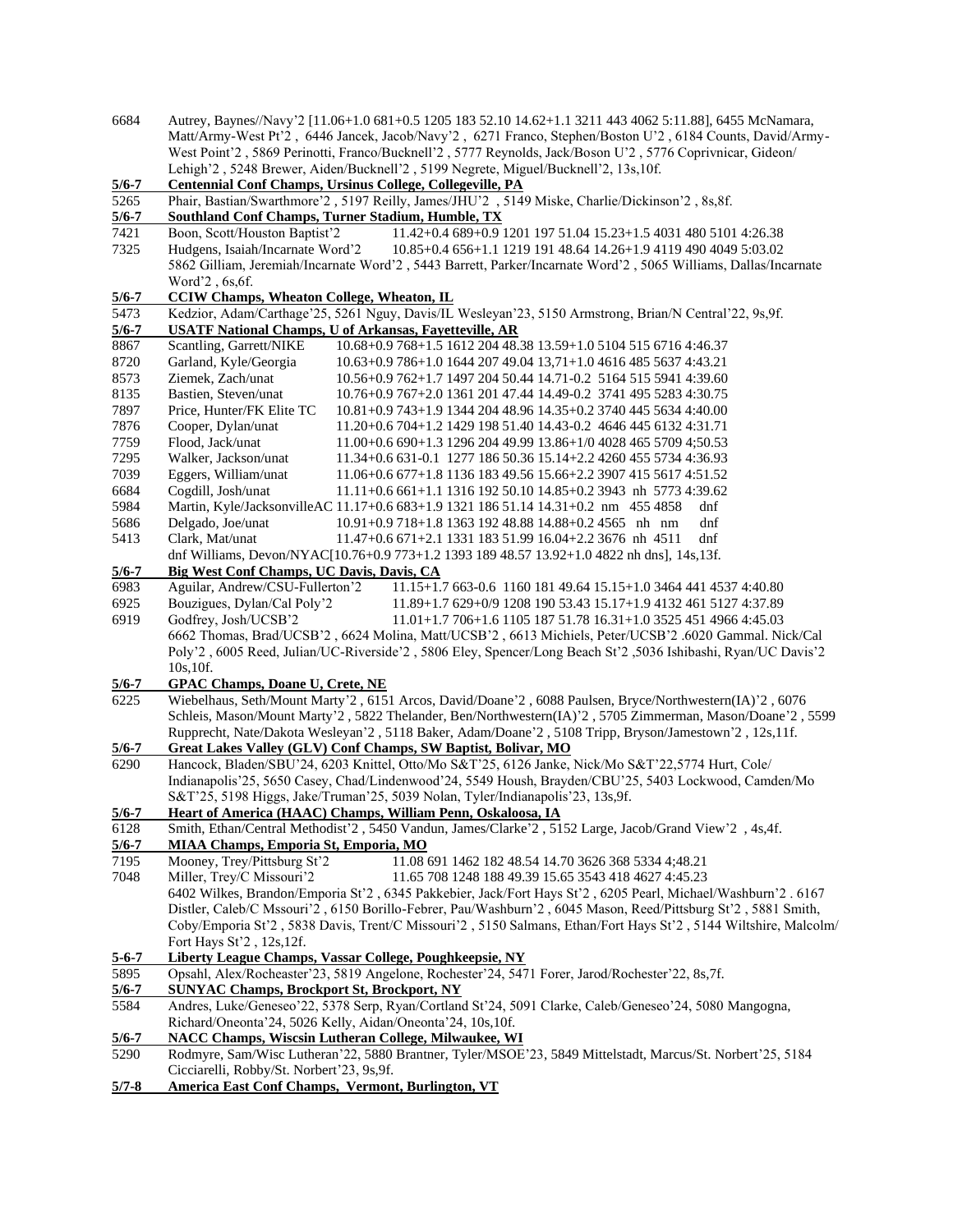6684 Autrey, Baynes//Navy'2 [11.06+1.0 681+0.5 1205 183 52.10 14.62+1.1 3211 443 4062 5:11.88], 6455 McNamara, Matt/Army-West Pt'2 , 6446 Jancek, Jacob/Navy'2 , 6271 Franco, Stephen/Boston U'2 , 6184 Counts, David/Army-West Point'2 , 5869 Perinotti, Franco/Bucknell'2 , 5777 Reynolds, Jack/Boson U'2 , 5776 Coprivnicar, Gideon/ Lehigh'2 , 5248 Brewer, Aiden/Bucknell'2 , 5199 Negrete, Miguel/Bucknell'2, 13s,10f.

**5/6-7 Centennial Conf Champs, Ursinus College, Collegeville, PA**

5265 Phair, Bastian/Swarthmore'2 , 5197 Reilly, James/JHU'2 , 5149 Miske, Charlie/Dickinson'2 , 8s,8f.

**5/6-7 Southland Conf Champs, Turner Stadium, Humble, TX**

7421 Boon, Scott/Houston Baptist'2 11.42+0.4 689+0.9 1201 197 51.04 15.23+1.5 4031 480 5101 4:26.38
7325 Hudgens, Isaiah/Incarnate Word'2 10.85+0.4 656+1.1 1219 191 48.64 14.26+1.9 4119 490 4049 5:03.02
5862 Gilliam, Jeremiah/Incarnate Word'2 , 5443 Barrett, Parker/Incarnate Word'2 , 5065 Williams, Dallas/Incarnate Word'2 , 6s,6f.

**5/6-7 CCIW Champs, Wheaton College, Wheaton, IL**

5473 Kedzior, Adam/Carthage'25, 5261 Nguy, Davis/IL Wesleyan'23, 5150 Armstrong, Brian/N Central'22, 9s,9f.

**5/6-7 USATF National Champs, U of Arkansas, Fayetteville, AR**

8867 Scantling, Garrett/NIKE 10.68+0.9 768+1.5 1612 204 48.38 13.59+1.0 5104 515 6716 4:46.37
8720 Garland, Kyle/Georgia 10.63+0.9 786+1.0 1644 207 49.04 13,71+1.0 4616 485 5637 4:43.21
8573 Ziemek, Zach/unat 10.56+0.9 762+1.7 1497 204 50.44 14.71-0.2 5164 515 5941 4:39.60
8135 Bastien, Steven/unat 10.76+0.9 767+2.0 1361 201 47.44 14.49-0.2 3741 495 5283 4:30.75
7897 Price, Hunter/FK Elite TC 10.81+0.9 743+1.9 1344 204 48.96 14.35+0.2 3740 445 5634 4:40.00
7876 Cooper, Dylan/unat 11.20+0.6 704+1.2 1429 198 51.40 14.43-0.2 4646 445 6132 4:31.71
7759 Flood, Jack/unat 11.00+0.6 690+1.3 1296 204 49.99 13.86+1/0 4028 465 5709 4;50.53
7295 Walker, Jackson/unat 11.34+0.6 631-0.1 1277 186 50.36 15.14+2.2 4260 455 5734 4:36.93
7039 Eggers, William/unat 11.06+0.6 677+1.8 1136 183 49.56 15.66+2.2 3907 415 5617 4:51.52
6684 Cogdill, Josh/unat 11.11+0.6 661+1.1 1316 192 50.10 14.85+0.2 3943 nh 5773 4:39.62
5984 Martin, Kyle/JacksonvilleAC 11.17+0.6 683+1.9 1321 186 51.14 14.31+0.2 nm 455 4858 dnf
5686 Delgado, Joe/unat 10.91+0.9 718+1.8 1363 192 48.88 14.88+0.2 4565 nh nm dnf
5413 Clark, Mat/unat 11.47+0.6 671+2.1 1331 183 51.99 16.04+2.2 3676 nh 4511 dnf
dnf Williams, Devon/NYAC[10.76+0.9 773+1.2 1393 189 48.57 13.92+1.0 4822 nh dns], 14s,13f.

**5/6-7 Big West Conf Champs, UC Davis, Davis, CA**

6983 Aguilar, Andrew/CSU-Fullerton'2 11.15+1.7 663-0.6 1160 181 49.64 15.15+1.0 3464 441 4537 4:40.80
6925 Bouzigues, Dylan/Cal Poly'2 11.89+1.7 629+0/9 1208 190 53.43 15.17+1.9 4132 461 5127 4:37.89
6919 Godfrey, Josh/UCSB'2 11.01+1.7 706+1.6 1105 187 51.78 16.31+1.0 3525 451 4966 4:45.03
6662 Thomas, Brad/UCSB'2 , 6624 Molina, Matt/UCSB'2 , 6613 Michiels, Peter/UCSB'2 .6020 Gammal. Nick/Cal Poly'2 , 6005 Reed, Julian/UC-Riverside'2 , 5806 Eley, Spencer/Long Beach St'2 ,5036 Ishibashi, Ryan/UC Davis'2 10s,10f.

**5/6-7 GPAC Champs, Doane U, Crete, NE**

6225 Wiebelhaus, Seth/Mount Marty'2 , 6151 Arcos, David/Doane'2 , 6088 Paulsen, Bryce/Northwestern(IA)'2 , 6076 Schleis, Mason/Mount Marty'2 , 5822 Thelander, Ben/Northwestern(IA)'2 , 5705 Zimmerman, Mason/Doane'2 , 5599 Rupprecht, Nate/Dakota Wesleyan'2 , 5118 Baker, Adam/Doane'2 , 5108 Tripp, Bryson/Jamestown'2 , 12s,11f.

**5/6-7 Great Lakes Valley (GLV) Conf Champs, SW Baptist, Bolivar, MO**

6290 Hancock, Bladen/SBU'24, 6203 Knittel, Otto/Mo S&T'25, 6126 Janke, Nick/Mo S&T'22,5774 Hurt, Cole/ Indianapolis'25, 5650 Casey, Chad/Lindenwood'24, 5549 Housh, Brayden/CBU'25, 5403 Lockwood, Camden/Mo S&T'25, 5198 Higgs, Jake/Truman'25, 5039 Nolan, Tyler/Indianapolis'23, 13s,9f.

**5/6-7 Heart of America (HAAC) Champs, William Penn, Oskaloosa, IA**

6128 Smith, Ethan/Central Methodist'2 , 5450 Vandun, James/Clarke'2 , 5152 Large, Jacob/Grand View'2 , 4s,4f.

**5/6-7 MIAA Champs, Emporia St, Emporia, MO**

7195 Mooney, Trey/Pittsburg St'2 11.08 691 1462 182 48.54 14.70 3626 368 5334 4;48.21
7048 Miller, Trey/C Missouri'2 11.65 708 1248 188 49.39 15.65 3543 418 4627 4:45.23
6402 Wilkes, Brandon/Emporia St'2 , 6345 Pakkebier, Jack/Fort Hays St'2 , 6205 Pearl, Michael/Washburn'2 . 6167 Distler, Caleb/C Mssouri'2 , 6150 Borillo-Febrer, Pau/Washburn'2 , 6045 Mason, Reed/Pittsburg St'2 , 5881 Smith, Coby/Emporia St'2 , 5838 Davis, Trent/C Missouri'2 , 5150 Salmans, Ethan/Fort Hays St'2 , 5144 Wiltshire, Malcolm/ Fort Hays St'2 , 12s,12f.

**5-6-7 Liberty League Champs, Vassar College, Poughkeepsie, NY**

5895 Opsahl, Alex/Rocheaster'23, 5819 Angelone, Rochester'24, 5471 Forer, Jarod/Rochester'22, 8s,7f.

**5/6-7 SUNYAC Champs, Brockport St, Brockport, NY**

5584 Andres, Luke/Geneseo'22, 5378 Serp, Ryan/Cortland St'24, 5091 Clarke, Caleb/Geneseo'24, 5080 Mangogna, Richard/Oneonta'24, 5026 Kelly, Aidan/Oneonta'24, 10s,10f.

**5/6-7 NACC Champs, Wiscsin Lutheran College, Milwaukee, WI**

5290 Rodmyre, Sam/Wisc Lutheran'22, 5880 Brantner, Tyler/MSOE'23, 5849 Mittelstadt, Marcus/St. Norbert'25, 5184 Cicciarelli, Robby/St. Norbert'23, 9s,9f.

**5/7-8 America East Conf Champs, Vermont, Burlington, VT**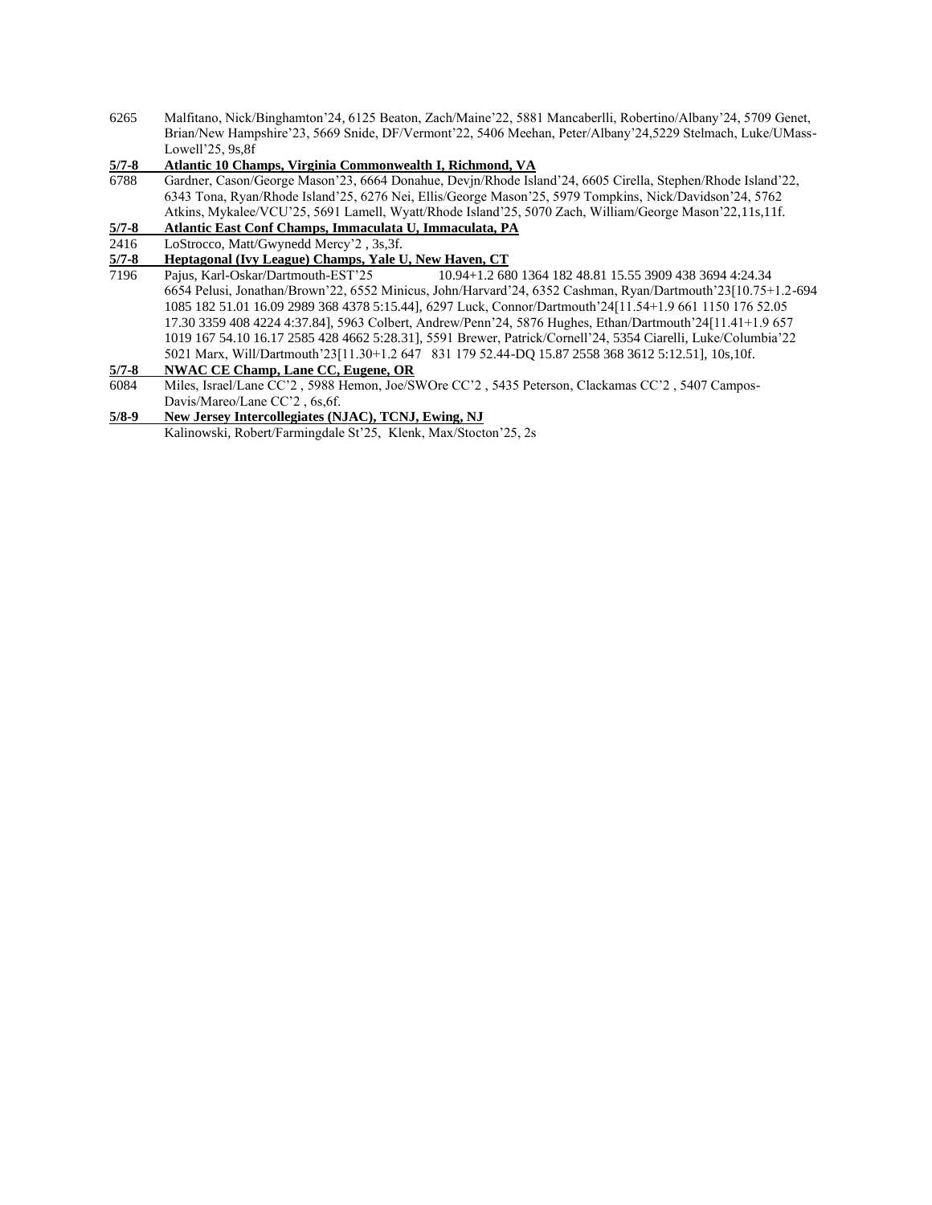6265 Malfitano, Nick/Binghamton'24, 6125 Beaton, Zach/Maine'22, 5881 Mancaberlli, Robertino/Albany'24, 5709 Genet, Brian/New Hampshire'23, 5669 Snide, DF/Vermont'22, 5406 Meehan, Peter/Albany'24,5229 Stelmach, Luke/UMass-Lowell'25, 9s,8f

**5/7-8 Atlantic 10 Champs, Virginia Commonwealth I, Richmond, VA**

6788 Gardner, Cason/George Mason'23, 6664 Donahue, Devjn/Rhode Island'24, 6605 Cirella, Stephen/Rhode Island'22, 6343 Tona, Ryan/Rhode Island'25, 6276 Nei, Ellis/George Mason'25, 5979 Tompkins, Nick/Davidson'24, 5762 Atkins, Mykalee/VCU'25, 5691 Lamell, Wyatt/Rhode Island'25, 5070 Zach, William/George Mason'22,11s,11f.

**5/7-8 Atlantic East Conf Champs, Immaculata U, Immaculata, PA**

2416 LoStrocco, Matt/Gwynedd Mercy'2 , 3s,3f.

**5/7-8 Heptagonal (Ivy League) Champs, Yale U, New Haven, CT**

7196 Pajus, Karl-Oskar/Dartmouth-EST'25 10.94+1.2 680 1364 182 48.81 15.55 3909 438 3694 4:24.34
6654 Pelusi, Jonathan/Brown'22, 6552 Minicus, John/Harvard'24, 6352 Cashman, Ryan/Dartmouth'23[10.75+1.2-694 1085 182 51.01 16.09 2989 368 4378 5:15.44], 6297 Luck, Connor/Dartmouth'24[11.54+1.9 661 1150 176 52.05 17.30 3359 408 4224 4:37.84], 5963 Colbert, Andrew/Penn'24, 5876 Hughes, Ethan/Dartmouth'24[11.41+1.9 657 1019 167 54.10 16.17 2585 428 4662 5:28.31], 5591 Brewer, Patrick/Cornell'24, 5354 Ciarelli, Luke/Columbia'22 5021 Marx, Will/Dartmouth'23[11.30+1.2 647 831 179 52.44-DQ 15.87 2558 368 3612 5:12.51], 10s,10f.

**5/7-8 NWAC CE Champ, Lane CC, Eugene, OR**

6084 Miles, Israel/Lane CC'2 , 5988 Hemon, Joe/SWOre CC'2 , 5435 Peterson, Clackamas CC'2 , 5407 Campos-Davis/Mareo/Lane CC'2 , 6s,6f.

**5/8-9 New Jersey Intercollegiates (NJAC), TCNJ, Ewing, NJ**

Kalinowski, Robert/Farmingdale St'25, Klenk, Max/Stocton'25, 2s